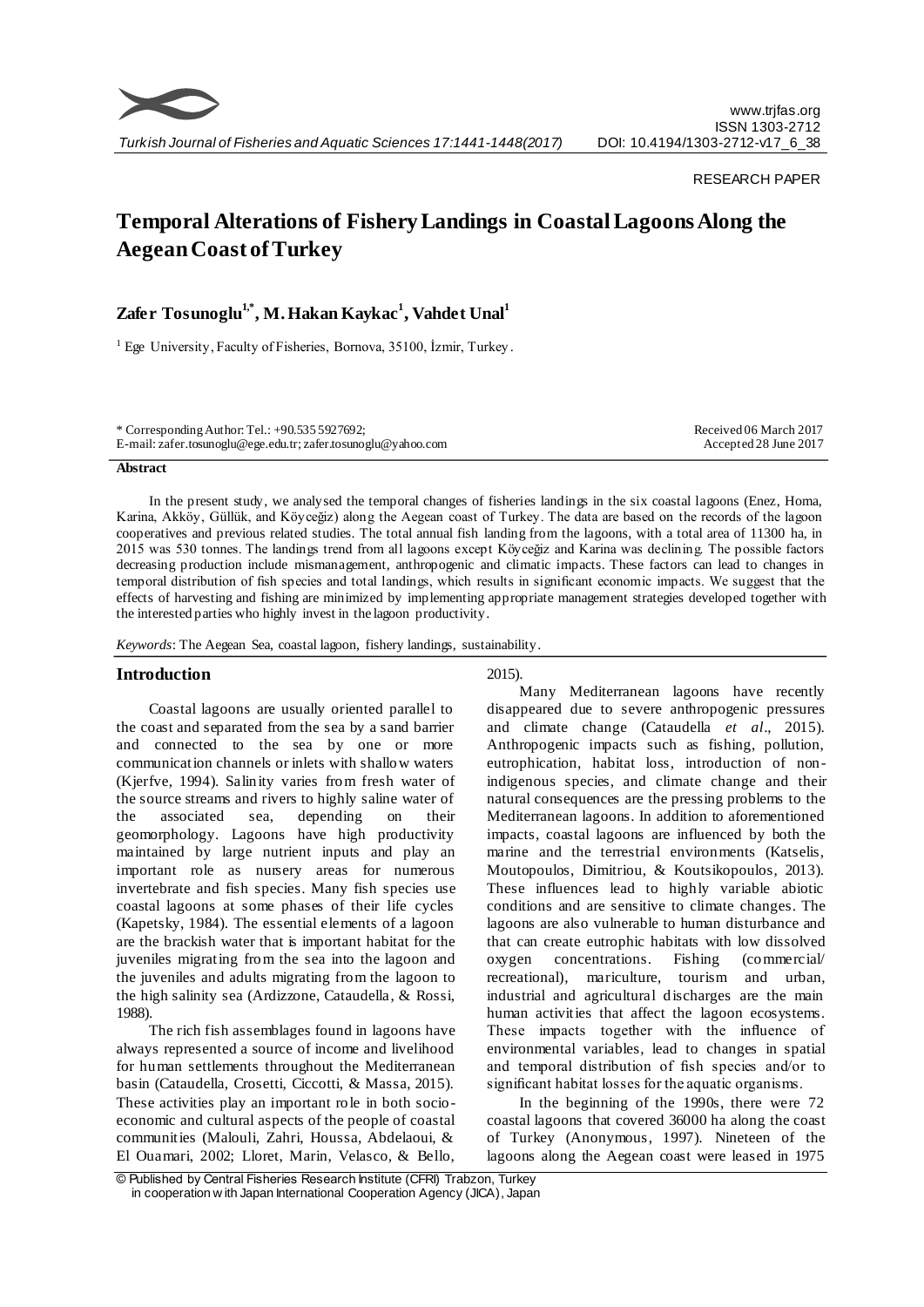RESEARCH PAPER

# Temporal Alterations of Fishery Landings in Coastal Lagoons Along the Aegean Coast of Turkey

**Zafer Tosunoglu[1,*], M. Hakan Kaykac[1], Vahdet Unal[1]**

[1] Ege University, Faculty of Fisheries, Bornova, 35100, İzmir, Turkey.

\* Corresponding Author: Tel.: +90.535 5927692;
E-mail: zafer.tosunoglu@ege.edu.tr; zafer.tosunoglu@yahoo.com

Received 06 March 2017
Accepted 28 June 2017

**Abstract**

In the present study, we analysed the temporal changes of fisheries landings in the six coastal lagoons (Enez, Homa, Karina, Akköy, Güllük, and Köyceğiz) along the Aegean coast of Turkey. The data are based on the records of the lagoon cooperatives and previous related studies. The total annual fish landing from the lagoons, with a total area of 11300 ha, in 2015 was 530 tonnes. The landings trend from all lagoons except Köyceğiz and Karina was declining. The possible factors decreasing production include mismanagement, anthropogenic and climatic impacts. These factors can lead to changes in temporal distribution of fish species and total landings, which results in significant economic impacts. We suggest that the effects of harvesting and fishing are minimized by implementing appropriate management strategies developed together with the interested parties who highly invest in the lagoon productivity.

*Keywords*: The Aegean Sea, coastal lagoon, fishery landings, sustainability.

## Introduction

Coastal lagoons are usually oriented parallel to the coast and separated from the sea by a sand barrier and connected to the sea by one or more communication channels or inlets with shallow waters (Kjerfve, 1994). Salinity varies from fresh water of the source streams and rivers to highly saline water of the associated sea, depending on their geomorphology. Lagoons have high productivity maintained by large nutrient inputs and play an important role as nursery areas for numerous invertebrate and fish species. Many fish species use coastal lagoons at some phases of their life cycles (Kapetsky, 1984). The essential elements of a lagoon are the brackish water that is important habitat for the juveniles migrating from the sea into the lagoon and the juveniles and adults migrating from the lagoon to the high salinity sea (Ardizzone, Cataudella, & Rossi, 1988).

The rich fish assemblages found in lagoons have always represented a source of income and livelihood for human settlements throughout the Mediterranean basin (Cataudella, Crosetti, Ciccotti, & Massa, 2015). These activities play an important role in both socio-economic and cultural aspects of the people of coastal communities (Malouli, Zahri, Houssa, Abdelaoui, & El Ouamari, 2002; Lloret, Marin, Velasco, & Bello, 2015).

Many Mediterranean lagoons have recently disappeared due to severe anthropogenic pressures and climate change (Cataudella *et al*., 2015). Anthropogenic impacts such as fishing, pollution, eutrophication, habitat loss, introduction of non-indigenous species, and climate change and their natural consequences are the pressing problems to the Mediterranean lagoons. In addition to aforementioned impacts, coastal lagoons are influenced by both the marine and the terrestrial environments (Katselis, Moutopoulos, Dimitriou, & Koutsikopoulos, 2013). These influences lead to highly variable abiotic conditions and are sensitive to climate changes. The lagoons are also vulnerable to human disturbance and that can create eutrophic habitats with low dissolved oxygen concentrations. Fishing (commercial/recreational), mariculture, tourism and urban, industrial and agricultural discharges are the main human activities that affect the lagoon ecosystems. These impacts together with the influence of environmental variables, lead to changes in spatial and temporal distribution of fish species and/or to significant habitat losses for the aquatic organisms.

In the beginning of the 1990s, there were 72 coastal lagoons that covered 36000 ha along the coast of Turkey (Anonymous, 1997). Nineteen of the lagoons along the Aegean coast were leased in 1975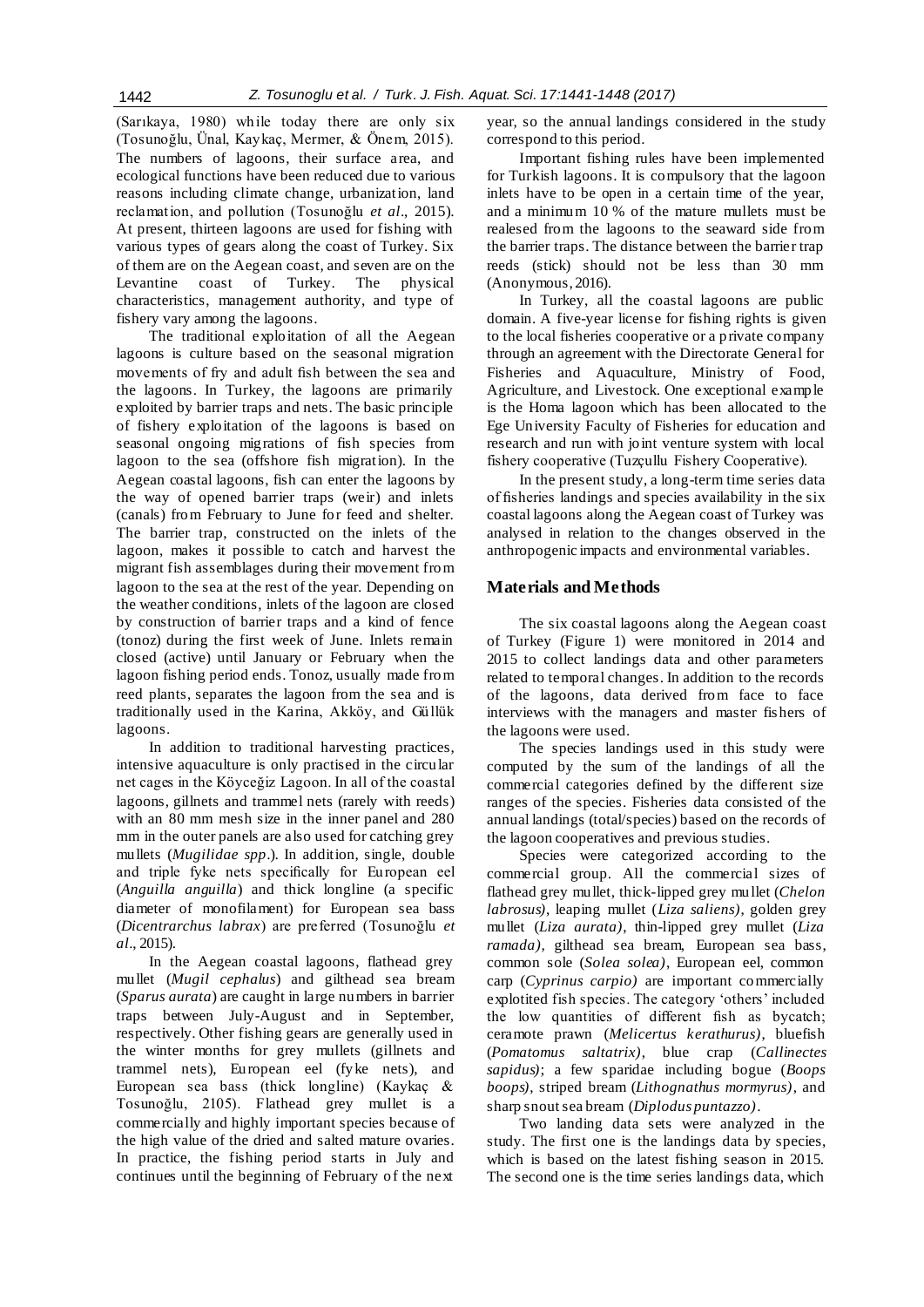(Sarıkaya, 1980) while today there are only six (Tosunoğlu, Ünal, Kaykaç, Mermer, & Önem, 2015). The numbers of lagoons, their surface area, and ecological functions have been reduced due to various reasons including climate change, urbanization, land reclamation, and pollution (Tosunoğlu *et al*., 2015). At present, thirteen lagoons are used for fishing with various types of gears along the coast of Turkey. Six of them are on the Aegean coast, and seven are on the Levantine coast of Turkey. The physical characteristics, management authority, and type of fishery vary among the lagoons.

The traditional exploitation of all the Aegean lagoons is culture based on the seasonal migration movements of fry and adult fish between the sea and the lagoons. In Turkey, the lagoons are primarily exploited by barrier traps and nets. The basic principle of fishery exploitation of the lagoons is based on seasonal ongoing migrations of fish species from lagoon to the sea (offshore fish migration). In the Aegean coastal lagoons, fish can enter the lagoons by the way of opened barrier traps (weir) and inlets (canals) from February to June for feed and shelter. The barrier trap, constructed on the inlets of the lagoon, makes it possible to catch and harvest the migrant fish assemblages during their movement from lagoon to the sea at the rest of the year. Depending on the weather conditions, inlets of the lagoon are closed by construction of barrier traps and a kind of fence (tonoz) during the first week of June. Inlets remain closed (active) until January or February when the lagoon fishing period ends. Tonoz, usually made from reed plants, separates the lagoon from the sea and is traditionally used in the Karina, Akköy, and Güllük lagoons.

In addition to traditional harvesting practices, intensive aquaculture is only practised in the circular net cages in the Köyceğiz Lagoon. In all of the coastal lagoons, gillnets and trammel nets (rarely with reeds) with an 80 mm mesh size in the inner panel and 280 mm in the outer panels are also used for catching grey mullets (*Mugilidae spp*.). In addition, single, double and triple fyke nets specifically for European eel (*Anguilla anguilla*) and thick longline (a specific diameter of monofilament) for European sea bass (*Dicentrarchus labrax*) are preferred (Tosunoğlu *et al*., 2015).

In the Aegean coastal lagoons, flathead grey mullet (*Mugil cephalus*) and gilthead sea bream (*Sparus aurata*) are caught in large numbers in barrier traps between July-August and in September, respectively. Other fishing gears are generally used in the winter months for grey mullets (gillnets and trammel nets), European eel (fyke nets), and European sea bass (thick longline) (Kaykaç & Tosunoğlu, 2105). Flathead grey mullet is a commercially and highly important species because of the high value of the dried and salted mature ovaries. In practice, the fishing period starts in July and continues until the beginning of February of the next year, so the annual landings considered in the study correspond to this period.

Important fishing rules have been implemented for Turkish lagoons. It is compulsory that the lagoon inlets have to be open in a certain time of the year, and a minimum 10 % of the mature mullets must be realesed from the lagoons to the seaward side from the barrier traps. The distance between the barrier trap reeds (stick) should not be less than 30 mm (Anonymous, 2016).

In Turkey, all the coastal lagoons are public domain. A five-year license for fishing rights is given to the local fisheries cooperative or a private company through an agreement with the Directorate General for Fisheries and Aquaculture, Ministry of Food, Agriculture, and Livestock. One exceptional example is the Homa lagoon which has been allocated to the Ege University Faculty of Fisheries for education and research and run with joint venture system with local fishery cooperative (Tuzçullu Fishery Cooperative).

In the present study, a long-term time series data of fisheries landings and species availability in the six coastal lagoons along the Aegean coast of Turkey was analysed in relation to the changes observed in the anthropogenic impacts and environmental variables.

## Materials and Methods

The six coastal lagoons along the Aegean coast of Turkey (Figure 1) were monitored in 2014 and 2015 to collect landings data and other parameters related to temporal changes. In addition to the records of the lagoons, data derived from face to face interviews with the managers and master fishers of the lagoons were used.

The species landings used in this study were computed by the sum of the landings of all the commercial categories defined by the different size ranges of the species. Fisheries data consisted of the annual landings (total/species) based on the records of the lagoon cooperatives and previous studies.

Species were categorized according to the commercial group. All the commercial sizes of flathead grey mullet, thick-lipped grey mullet (*Chelon labrosus)*, leaping mullet (*Liza saliens)*, golden grey mullet (*Liza aurata)*, thin-lipped grey mullet (*Liza ramada)*, gilthead sea bream, European sea bass, common sole (*Solea solea)*, European eel, common carp (*Cyprinus carpio)* are important commercially explotited fish species. The category 'others' included the low quantities of different fish as bycatch; ceramote prawn (*Melicertus kerathurus)*, bluefish (*Pomatomus saltatrix)*, blue crap (*Callinectes sapidus)*; a few sparidae including bogue (*Boops boops)*, striped bream (*Lithognathus mormyrus)*, and sharp snout sea bream (*Diplodus puntazzo)*.

Two landing data sets were analyzed in the study. The first one is the landings data by species, which is based on the latest fishing season in 2015. The second one is the time series landings data, which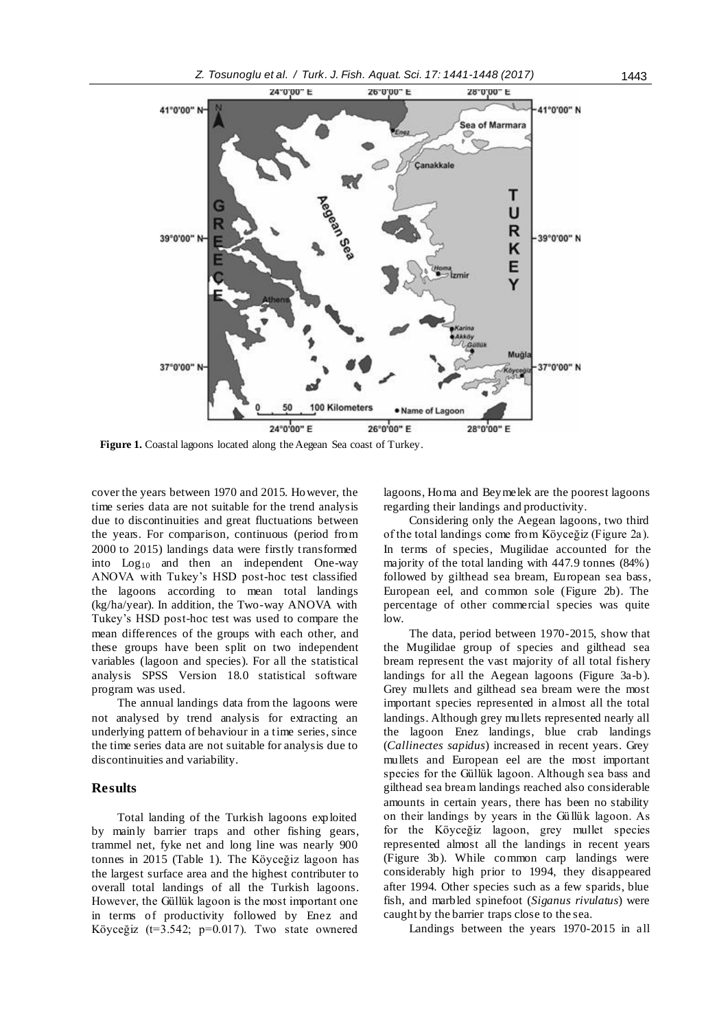**Figure 1.** Coastal lagoons located along the Aegean Sea coast of Turkey.

cover the years between 1970 and 2015. However, the time series data are not suitable for the trend analysis due to discontinuities and great fluctuations between the years. For comparison, continuous (period from 2000 to 2015) landings data were firstly transformed into $Log_{10}$ and then an independent One-way ANOVA with Tukey's HSD post-hoc test classified the lagoons according to mean total landings (kg/ha/year). In addition, the Two-way ANOVA with Tukey's HSD post-hoc test was used to compare the mean differences of the groups with each other, and these groups have been split on two independent variables (lagoon and species). For all the statistical analysis SPSS Version 18.0 statistical software program was used.

The annual landings data from the lagoons were not analysed by trend analysis for extracting an underlying pattern of behaviour in a time series, since the time series data are not suitable for analysis due to discontinuities and variability.

## Results

Total landing of the Turkish lagoons exploited by mainly barrier traps and other fishing gears, trammel net, fyke net and long line was nearly 900 tonnes in 2015 (Table 1). The Köyceğiz lagoon has the largest surface area and the highest contributer to overall total landings of all the Turkish lagoons. However, the Güllük lagoon is the most important one in terms of productivity followed by Enez and Köyceğiz ($t=3.542$; $p=0.017$). Two state ownered lagoons, Homa and Beymelek are the poorest lagoons regarding their landings and productivity.

Considering only the Aegean lagoons, two third of the total landings come from Köyceğiz (Figure 2a). In terms of species, Mugilidae accounted for the majority of the total landing with 447.9 tonnes (84%) followed by gilthead sea bream, European sea bass, European eel, and common sole (Figure 2b). The percentage of other commercial species was quite low.

The data, period between 1970-2015, show that the Mugilidae group of species and gilthead sea bream represent the vast majority of all total fishery landings for all the Aegean lagoons (Figure 3a-b). Grey mullets and gilthead sea bream were the most important species represented in almost all the total landings. Although grey mullets represented nearly all the lagoon Enez landings, blue crab landings (*Callinectes sapidus*) increased in recent years. Grey mullets and European eel are the most important species for the Güllük lagoon. Although sea bass and gilthead sea bream landings reached also considerable amounts in certain years, there has been no stability on their landings by years in the Güllük lagoon. As for the Köyceğiz lagoon, grey mullet species represented almost all the landings in recent years (Figure 3b). While common carp landings were considerably high prior to 1994, they disappeared after 1994. Other species such as a few sparids, blue fish, and marbled spinefoot (*Siganus rivulatus*) were caught by the barrier traps close to the sea.

Landings between the years 1970-2015 in all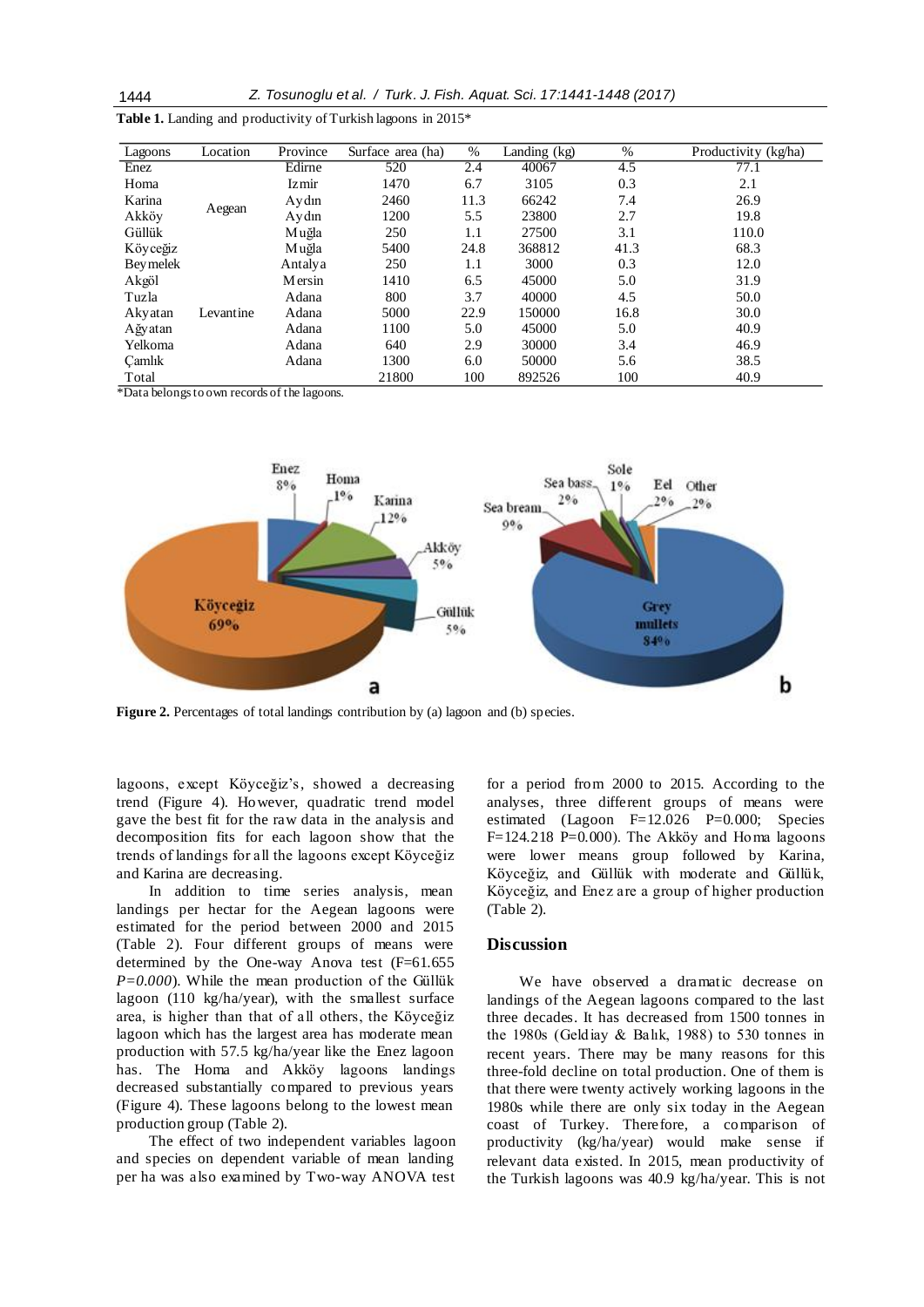**Table 1.** Landing and productivity of Turkish lagoons in 2015*

| Lagoons | Location | Province | Surface area (ha) | % | Landing (kg) | % | Productivity (kg/ha) |
|---|---|---|---|---|---|---|---|
| Enez | Aegean | Edirne | 520 | 2.4 | 40067 | 4.5 | 77.1 |
| Homa | | Izmir | 1470 | 6.7 | 3105 | 0.3 | 2.1 |
| Karina | | Aydın | 2460 | 11.3 | 66242 | 7.4 | 26.9 |
| Akköy | | Aydın | 1200 | 5.5 | 23800 | 2.7 | 19.8 |
| Güllük | | Muğla | 250 | 1.1 | 27500 | 3.1 | 110.0 |
| Köyceğiz | | Muğla | 5400 | 24.8 | 368812 | 41.3 | 68.3 |
| Beymelek | Levantine | Antalya | 250 | 1.1 | 3000 | 0.3 | 12.0 |
| Akgöl | | Mersin | 1410 | 6.5 | 45000 | 5.0 | 31.9 |
| Tuzla | | Adana | 800 | 3.7 | 40000 | 4.5 | 50.0 |
| Akyatan | | Adana | 5000 | 22.9 | 150000 | 16.8 | 30.0 |
| Ağyatan | | Adana | 1100 | 5.0 | 45000 | 5.0 | 40.9 |
| Yelkoma | | Adana | 640 | 2.9 | 30000 | 3.4 | 46.9 |
| Çamlık | | Adana | 1300 | 6.0 | 50000 | 5.6 | 38.5 |
| Total | | | 21800 | 100 | 892526 | 100 | 40.9 |

*Data belongs to own records of the lagoons.

**Figure 2.** Percentages of total landings contribution by (a) lagoon and (b) species.

lagoons, except Köyceğiz's, showed a decreasing trend (Figure 4). However, quadratic trend model gave the best fit for the raw data in the analysis and decomposition fits for each lagoon show that the trends of landings for all the lagoons except Köyceğiz and Karina are decreasing.

In addition to time series analysis, mean landings per hectar for the Aegean lagoons were estimated for the period between 2000 and 2015 (Table 2). Four different groups of means were determined by the One-way Anova test (F=61.655 *P=0.000*). While the mean production of the Güllük lagoon (110 kg/ha/year), with the smallest surface area, is higher than that of all others, the Köyceğiz lagoon which has the largest area has moderate mean production with 57.5 kg/ha/year like the Enez lagoon has. The Homa and Akköy lagoons landings decreased substantially compared to previous years (Figure 4). These lagoons belong to the lowest mean production group (Table 2).

The effect of two independent variables lagoon and species on dependent variable of mean landing per ha was also examined by Two-way ANOVA test for a period from 2000 to 2015. According to the analyses, three different groups of means were estimated (Lagoon F=12.026 P=0.000; Species F=124.218 P=0.000). The Akköy and Homa lagoons were lower means group followed by Karina, Köyceğiz, and Güllük with moderate and Güllük, Köyceğiz, and Enez are a group of higher production (Table 2).

## Discussion

We have observed a dramatic decrease on landings of the Aegean lagoons compared to the last three decades. It has decreased from 1500 tonnes in the 1980s (Geldiay & Balık, 1988) to 530 tonnes in recent years. There may be many reasons for this three-fold decline on total production. One of them is that there were twenty actively working lagoons in the 1980s while there are only six today in the Aegean coast of Turkey. Therefore, a comparison of productivity (kg/ha/year) would make sense if relevant data existed. In 2015, mean productivity of the Turkish lagoons was 40.9 kg/ha/year. This is not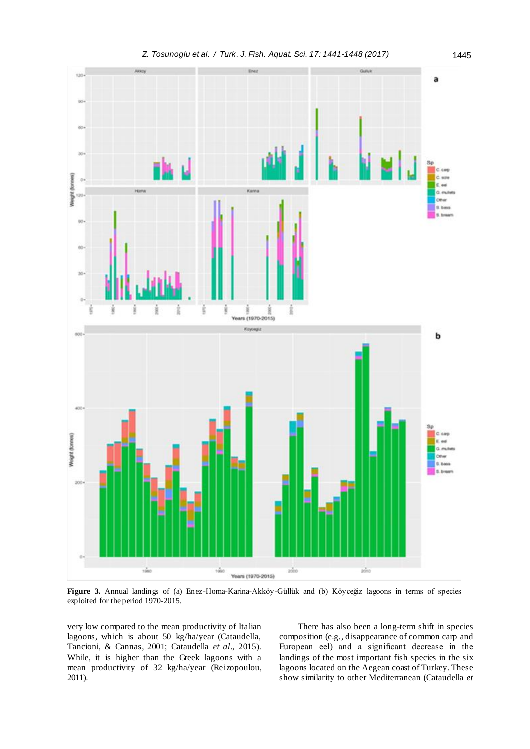**Figure 3.** Annual landings of (a) Enez-Homa-Karina-Akköy-Güllük and (b) Köyceğiz lagoons in terms of species exploited for the period 1970-2015.

very low compared to the mean productivity of Italian lagoons, which is about 50 kg/ha/year (Cataudella, Tancioni, & Cannas, 2001; Cataudella *et al*., 2015). While, it is higher than the Greek lagoons with a mean productivity of 32 kg/ha/year (Reizopoulou, 2011).

There has also been a long-term shift in species composition (e.g., disappearance of common carp and European eel) and a significant decrease in the landings of the most important fish species in the six lagoons located on the Aegean coast of Turkey. These show similarity to other Mediterranean (Cataudella *et*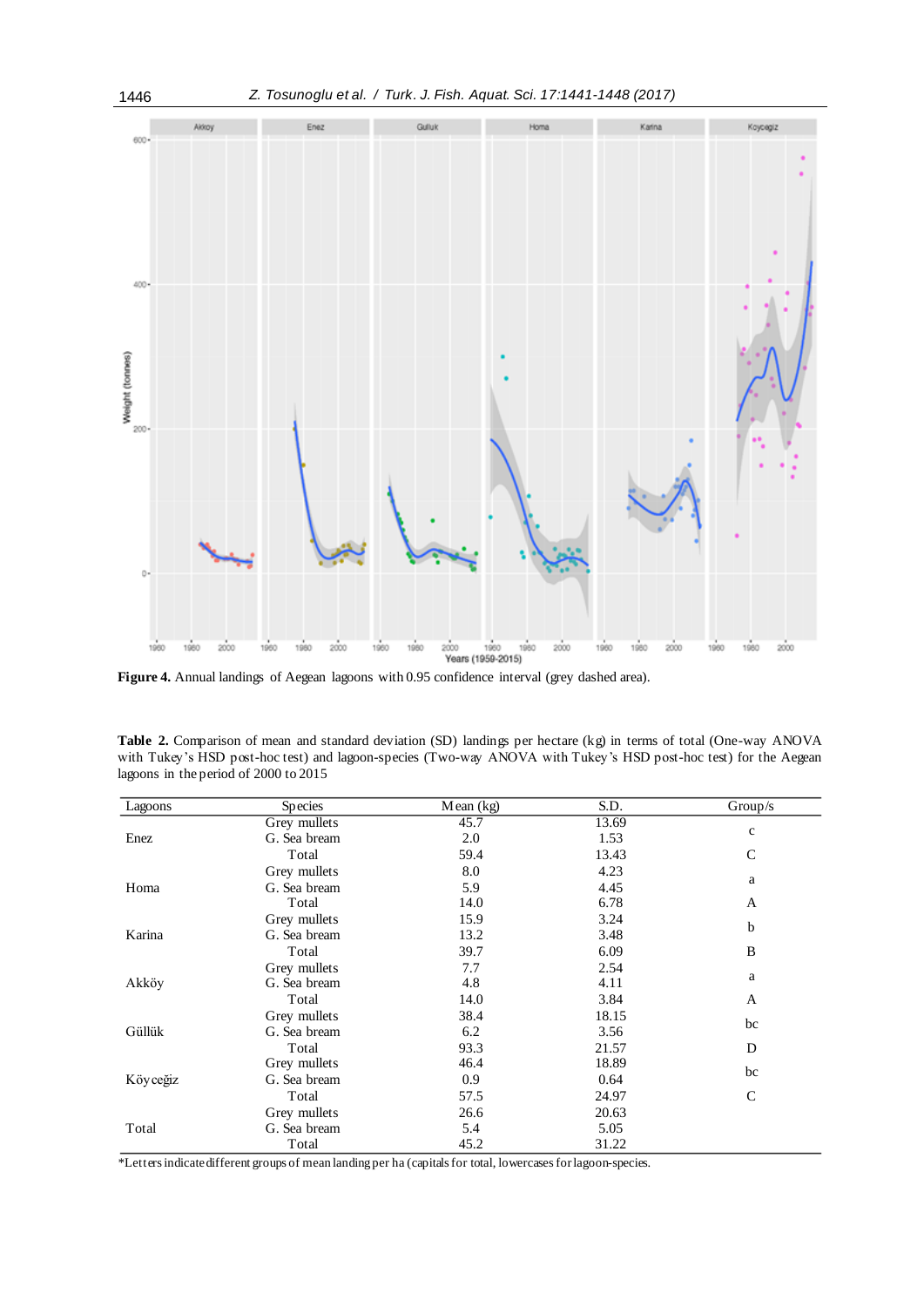**Figure 4.** Annual landings of Aegean lagoons with 0.95 confidence interval (grey dashed area).

**Table 2.** Comparison of mean and standard deviation (SD) landings per hectare (kg) in terms of total (One-way ANOVA with Tukey's HSD post-hoc test) and lagoon-species (Two-way ANOVA with Tukey's HSD post-hoc test) for the Aegean lagoons in the period of 2000 to 2015

| Lagoons | Species | Mean (kg) | S.D. | Group/s |
|---|---|---|---|---|
| Enez | Grey mullets | 45.7 | 13.69 | c |
| | G. Sea bream | 2.0 | 1.53 | |
| | Total | 59.4 | 13.43 | C |
| Homa | Grey mullets | 8.0 | 4.23 | a |
| | G. Sea bream | 5.9 | 4.45 | |
| | Total | 14.0 | 6.78 | A |
| Karina | Grey mullets | 15.9 | 3.24 | b |
| | G. Sea bream | 13.2 | 3.48 | |
| | Total | 39.7 | 6.09 | B |
| Akköy | Grey mullets | 7.7 | 2.54 | a |
| | G. Sea bream | 4.8 | 4.11 | |
| | Total | 14.0 | 3.84 | A |
| Güllük | Grey mullets | 38.4 | 18.15 | bc |
| | G. Sea bream | 6.2 | 3.56 | |
| | Total | 93.3 | 21.57 | D |
| Köyceğiz | Grey mullets | 46.4 | 18.89 | bc |
| | G. Sea bream | 0.9 | 0.64 | |
| | Total | 57.5 | 24.97 | C |
| Total | Grey mullets | 26.6 | 20.63 | |
| | G. Sea bream | 5.4 | 5.05 | |
| | Total | 45.2 | 31.22 | |

*Letters indicate different groups of mean landing per ha (capitals for total, lowercases for lagoon-species.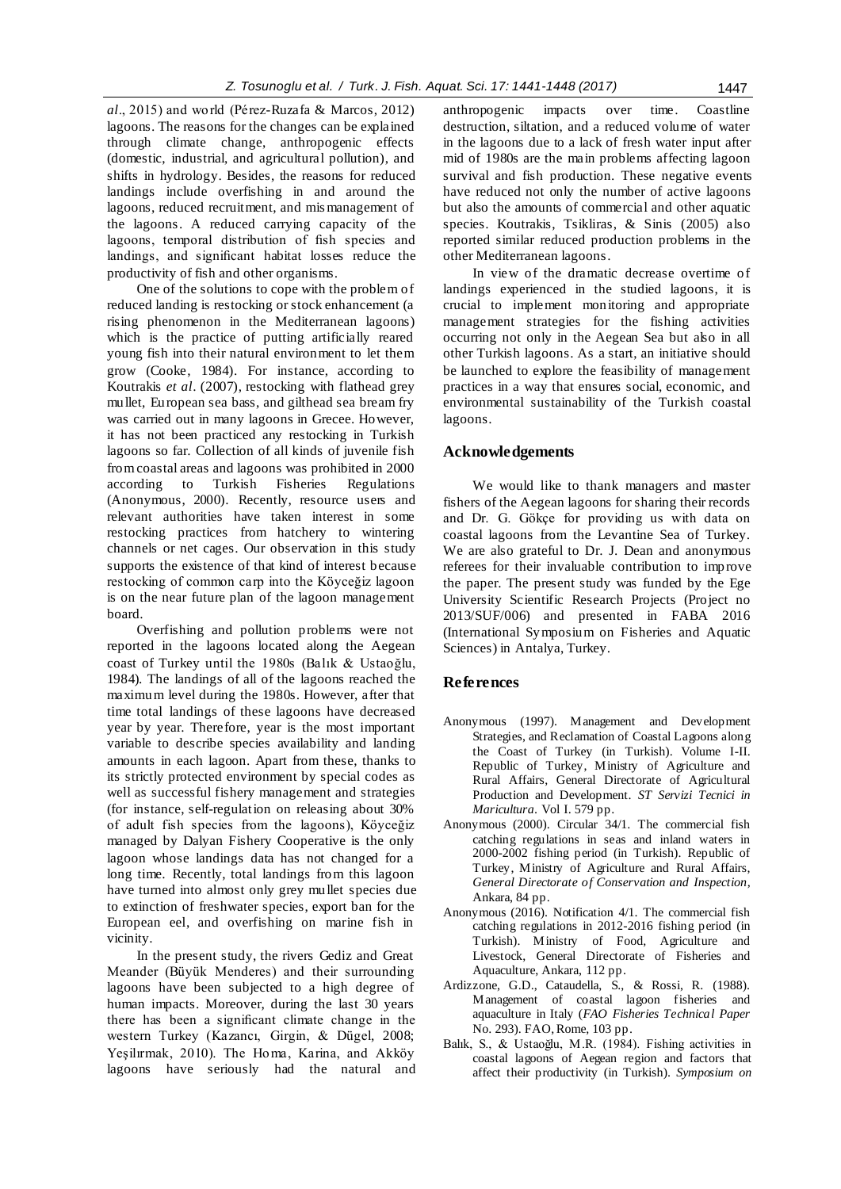*al*., 2015) and world (Pérez-Ruzafa & Marcos, 2012) lagoons. The reasons for the changes can be explained through climate change, anthropogenic effects (domestic, industrial, and agricultural pollution), and shifts in hydrology. Besides, the reasons for reduced landings include overfishing in and around the lagoons, reduced recruitment, and mismanagement of the lagoons. A reduced carrying capacity of the lagoons, temporal distribution of fish species and landings, and significant habitat losses reduce the productivity of fish and other organisms.

One of the solutions to cope with the problem of reduced landing is restocking or stock enhancement (a rising phenomenon in the Mediterranean lagoons) which is the practice of putting artificially reared young fish into their natural environment to let them grow (Cooke, 1984). For instance, according to Koutrakis *et al*. (2007), restocking with flathead grey mullet, European sea bass, and gilthead sea bream fry was carried out in many lagoons in Grecee. However, it has not been practiced any restocking in Turkish lagoons so far. Collection of all kinds of juvenile fish from coastal areas and lagoons was prohibited in 2000 according to Turkish Fisheries Regulations (Anonymous, 2000). Recently, resource users and relevant authorities have taken interest in some restocking practices from hatchery to wintering channels or net cages. Our observation in this study supports the existence of that kind of interest because restocking of common carp into the Köyceğiz lagoon is on the near future plan of the lagoon management board.

Overfishing and pollution problems were not reported in the lagoons located along the Aegean coast of Turkey until the 1980s (Balık & Ustaoğlu, 1984). The landings of all of the lagoons reached the maximum level during the 1980s. However, after that time total landings of these lagoons have decreased year by year. Therefore, year is the most important variable to describe species availability and landing amounts in each lagoon. Apart from these, thanks to its strictly protected environment by special codes as well as successful fishery management and strategies (for instance, self-regulation on releasing about 30% of adult fish species from the lagoons), Köyceğiz managed by Dalyan Fishery Cooperative is the only lagoon whose landings data has not changed for a long time. Recently, total landings from this lagoon have turned into almost only grey mullet species due to extinction of freshwater species, export ban for the European eel, and overfishing on marine fish in vicinity.

In the present study, the rivers Gediz and Great Meander (Büyük Menderes) and their surrounding lagoons have been subjected to a high degree of human impacts. Moreover, during the last 30 years there has been a significant climate change in the western Turkey (Kazancı, Girgin, & Dügel, 2008; Yeşilırmak, 2010). The Homa, Karina, and Akköy lagoons have seriously had the natural and anthropogenic impacts over time. Coastline destruction, siltation, and a reduced volume of water in the lagoons due to a lack of fresh water input after mid of 1980s are the main problems affecting lagoon survival and fish production. These negative events have reduced not only the number of active lagoons but also the amounts of commercial and other aquatic species. Koutrakis, Tsikliras, & Sinis (2005) also reported similar reduced production problems in the other Mediterranean lagoons.

In view of the dramatic decrease overtime of landings experienced in the studied lagoons, it is crucial to implement monitoring and appropriate management strategies for the fishing activities occurring not only in the Aegean Sea but also in all other Turkish lagoons. As a start, an initiative should be launched to explore the feasibility of management practices in a way that ensures social, economic, and environmental sustainability of the Turkish coastal lagoons.

## Acknowledgements

We would like to thank managers and master fishers of the Aegean lagoons for sharing their records and Dr. G. Gökçe for providing us with data on coastal lagoons from the Levantine Sea of Turkey. We are also grateful to Dr. J. Dean and anonymous referees for their invaluable contribution to improve the paper. The present study was funded by the Ege University Scientific Research Projects (Project no 2013/SUF/006) and presented in FABA 2016 (International Symposium on Fisheries and Aquatic Sciences) in Antalya, Turkey.

## References

Anonymous (1997). Management and Development Strategies, and Reclamation of Coastal Lagoons along the Coast of Turkey (in Turkish). Volume I-II. Republic of Turkey, Ministry of Agriculture and Rural Affairs, General Directorate of Agricultural Production and Development. *ST Servizi Tecnici in Maricultura*. Vol I. 579 pp.

Anonymous (2000). Circular 34/1. The commercial fish catching regulations in seas and inland waters in 2000-2002 fishing period (in Turkish). Republic of Turkey, Ministry of Agriculture and Rural Affairs, *General Directorate of Conservation and Inspection*, Ankara, 84 pp.

Anonymous (2016). Notification 4/1. The commercial fish catching regulations in 2012-2016 fishing period (in Turkish). Ministry of Food, Agriculture and Livestock, General Directorate of Fisheries and Aquaculture, Ankara, 112 pp.

Ardizzone, G.D., Cataudella, S., & Rossi, R. (1988). Management of coastal lagoon fisheries and aquaculture in Italy (*FAO Fisheries Technical Paper* No. 293). FAO, Rome, 103 pp.

Balık, S., & Ustaoğlu, M.R. (1984). Fishing activities in coastal lagoons of Aegean region and factors that affect their productivity (in Turkish). *Symposium on*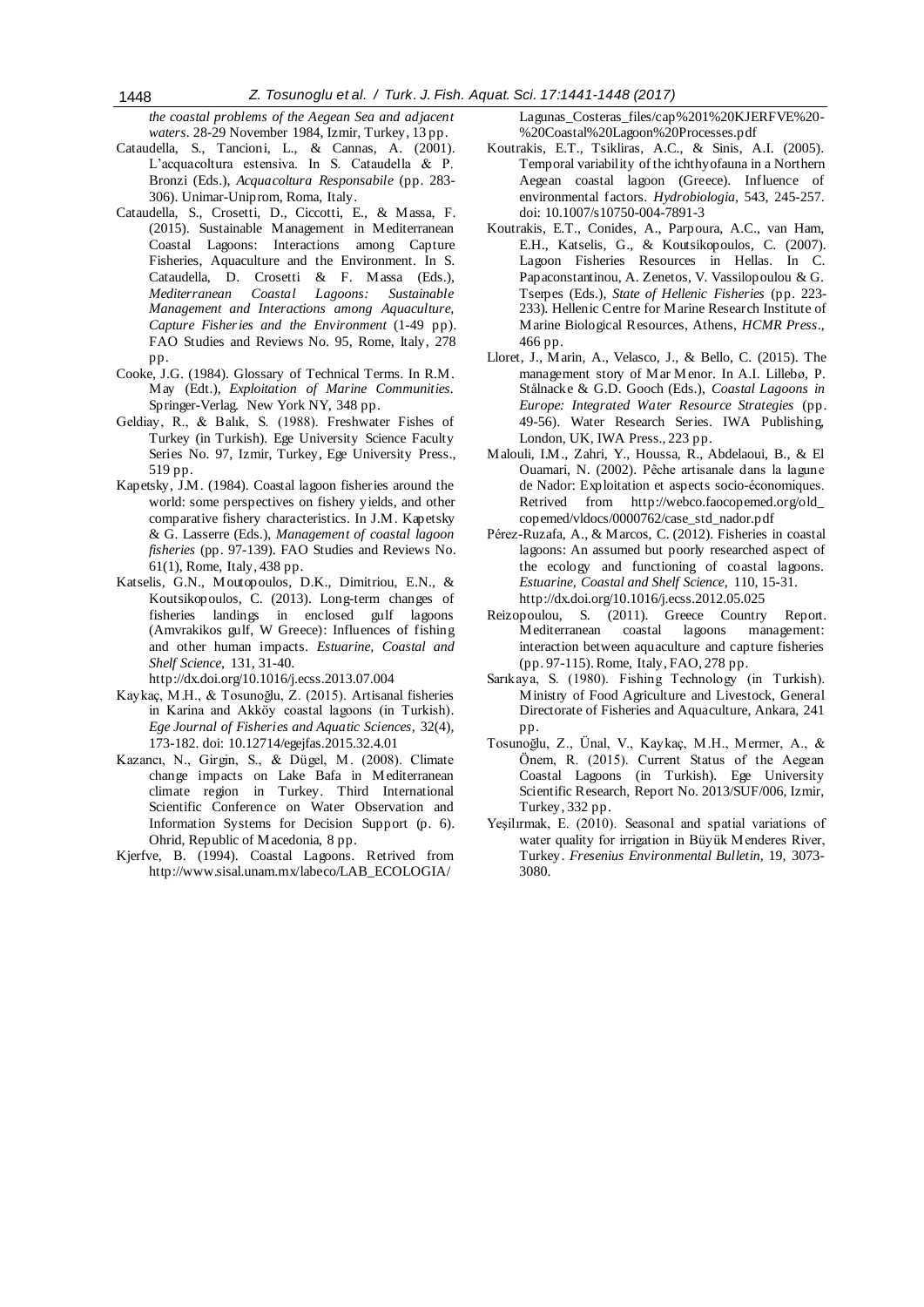*the coastal problems of the Aegean Sea and adjacent waters*. 28-29 November 1984, Izmir, Turkey, 13 pp.

Cataudella, S., Tancioni, L., & Cannas, A. (2001). L'acquacoltura estensiva. In S. Cataudella & P. Bronzi (Eds.), *Acquacoltura Responsabile* (pp. 283-306). Unimar-Uniprom, Roma, Italy.

Cataudella, S., Crosetti, D., Ciccotti, E., & Massa, F. (2015). Sustainable Management in Mediterranean Coastal Lagoons: Interactions among Capture Fisheries, Aquaculture and the Environment. In S. Cataudella, D. Crosetti & F. Massa (Eds.), *Mediterranean Coastal Lagoons: Sustainable Management and Interactions among Aquaculture, Capture Fisheries and the Environment* (1-49 pp). FAO Studies and Reviews No. 95, Rome, Italy, 278 pp.

Cooke, J.G. (1984). Glossary of Technical Terms. In R.M. May (Edt.), *Exploitation of Marine Communities*. Springer-Verlag. New York NY, 348 pp.

Geldiay, R., & Balık, S. (1988). Freshwater Fishes of Turkey (in Turkish). Ege University Science Faculty Series No. 97, Izmir, Turkey, Ege University Press., 519 pp.

Kapetsky, J.M. (1984). Coastal lagoon fisheries around the world: some perspectives on fishery yields, and other comparative fishery characteristics. In J.M. Kapetsky & G. Lasserre (Eds.), *Management of coastal lagoon fisheries* (pp. 97-139). FAO Studies and Reviews No. 61(1), Rome, Italy, 438 pp.

Katselis, G.N., Moutopoulos, D.K., Dimitriou, E.N., & Koutsikopoulos, C. (2013). Long-term changes of fisheries landings in enclosed gulf lagoons (Amvrakikos gulf, W Greece): Influences of fishing and other human impacts. *Estuarine, Coastal and Shelf Science*, 131, 31-40. http://dx.doi.org/10.1016/j.ecss.2013.07.004

Kaykaç, M.H., & Tosunoğlu, Z. (2015). Artisanal fisheries in Karina and Akköy coastal lagoons (in Turkish). *Ege Journal of Fisheries and Aquatic Sciences*, 32(4), 173-182. doi: 10.12714/egejfas.2015.32.4.01

Kazancı, N., Girgin, S., & Dügel, M. (2008). Climate change impacts on Lake Bafa in Mediterranean climate region in Turkey. Third International Scientific Conference on Water Observation and Information Systems for Decision Support (p. 6). Ohrid, Republic of Macedonia, 8 pp.

Kjerfve, B. (1994). Coastal Lagoons. Retrived from http://www.sisal.unam.mx/labeco/LAB_ECOLOGIA/Lagunas_Costeras_files/cap%201%20KJERFVE%20-%20Coastal%20Lagoon%20Processes.pdf

Koutrakis, E.T., Tsikliras, A.C., & Sinis, A.I. (2005). Temporal variability of the ichthyofauna in a Northern Aegean coastal lagoon (Greece). Influence of environmental factors. *Hydrobiologia*, 543, 245-257. doi: 10.1007/s10750-004-7891-3

Koutrakis, E.T., Conides, A., Parpoura, A.C., van Ham, E.H., Katselis, G., & Koutsikopoulos, C. (2007). Lagoon Fisheries Resources in Hellas. In C. Papaconstantinou, A. Zenetos, V. Vassilopoulou & G. Tserpes (Eds.), *State of Hellenic Fisheries* (pp. 223-233). Hellenic Centre for Marine Research Institute of Marine Biological Resources, Athens, *HCMR Press*., 466 pp.

Lloret, J., Marin, A., Velasco, J., & Bello, C. (2015). The management story of Mar Menor. In A.I. Lillebø, P. Stålnacke & G.D. Gooch (Eds.), *Coastal Lagoons in Europe: Integrated Water Resource Strategies* (pp. 49-56). Water Research Series. IWA Publishing, London, UK, IWA Press., 223 pp.

Malouli, I.M., Zahri, Y., Houssa, R., Abdelaoui, B., & El Ouamari, N. (2002). Pêche artisanale dans la lagune de Nador: Exploitation et aspects socio-économiques. Retrived from http://webco.faocopemed.org/old_copemed/vldocs/0000762/case_std_nador.pdf

Pérez-Ruzafa, A., & Marcos, C. (2012). Fisheries in coastal lagoons: An assumed but poorly researched aspect of the ecology and functioning of coastal lagoons. *Estuarine, Coastal and Shelf Science*, 110, 15-31. http://dx.doi.org/10.1016/j.ecss.2012.05.025

Reizopoulou, S. (2011). Greece Country Report. Mediterranean coastal lagoons management: interaction between aquaculture and capture fisheries (pp. 97-115). Rome, Italy, FAO, 278 pp.

Sarıkaya, S. (1980). Fishing Technology (in Turkish). Ministry of Food Agriculture and Livestock, General Directorate of Fisheries and Aquaculture, Ankara, 241 pp.

Tosunoğlu, Z., Ünal, V., Kaykaç, M.H., Mermer, A., & Önem, R. (2015). Current Status of the Aegean Coastal Lagoons (in Turkish). Ege University Scientific Research, Report No. 2013/SUF/006, Izmir, Turkey, 332 pp.

Yeşilırmak, E. (2010). Seasonal and spatial variations of water quality for irrigation in Büyük Menderes River, Turkey. *Fresenius Environmental Bulletin*, 19, 3073-3080.